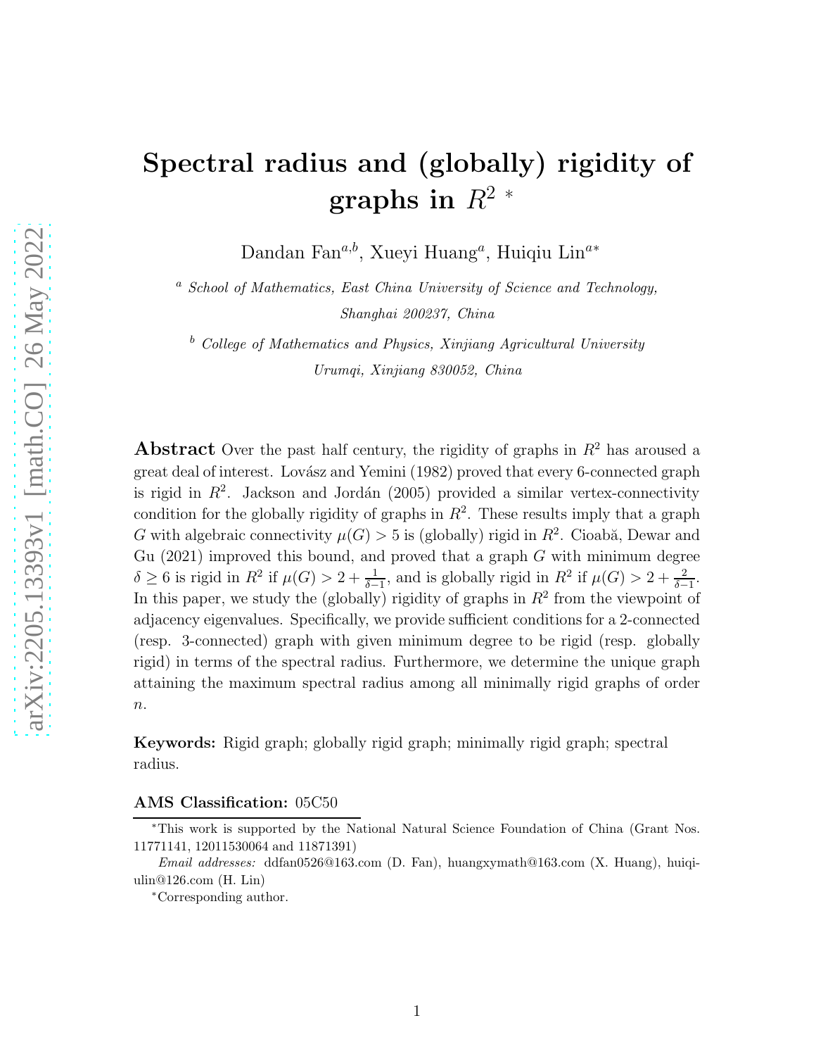# Spectral radius and (globally) rigidity of graphs in $R^2$ *

Dandan Fan[a,b], Xueyi Huang[a], Huiqiu Lin[a*]

[a] *School of Mathematics, East China University of Science and Technology, Shanghai 200237, China*

[b] *College of Mathematics and Physics, Xinjiang Agricultural University Urumqi, Xinjiang 830052, China*

**Abstract** Over the past half century, the rigidity of graphs in $R^2$ has aroused a great deal of interest. Lovász and Yemini (1982) proved that every 6-connected graph is rigid in $R^2$. Jackson and Jordán (2005) provided a similar vertex-connectivity condition for the globally rigidity of graphs in $R^2$. These results imply that a graph $G$ with algebraic connectivity $\mu(G) > 5$ is (globally) rigid in $R^2$. Cioabă, Dewar and Gu (2021) improved this bound, and proved that a graph $G$ with minimum degree $\delta \geq 6$ is rigid in $R^2$ if $\mu(G) > 2 + \frac{1}{\delta-1}$, and is globally rigid in $R^2$ if $\mu(G) > 2 + \frac{2}{\delta-1}$. In this paper, we study the (globally) rigidity of graphs in $R^2$ from the viewpoint of adjacency eigenvalues. Specifically, we provide sufficient conditions for a 2-connected (resp. 3-connected) graph with given minimum degree to be rigid (resp. globally rigid) in terms of the spectral radius. Furthermore, we determine the unique graph attaining the maximum spectral radius among all minimally rigid graphs of order $n$.

**Keywords:** Rigid graph; globally rigid graph; minimally rigid graph; spectral radius.

**AMS Classification:** 05C50

*This work is supported by the National Natural Science Foundation of China (Grant Nos. 11771141, 12011530064 and 11871391)

*Email addresses:* ddfan0526@163.com (D. Fan), huangxymath@163.com (X. Huang), huiqiulin@126.com (H. Lin)

*Corresponding author.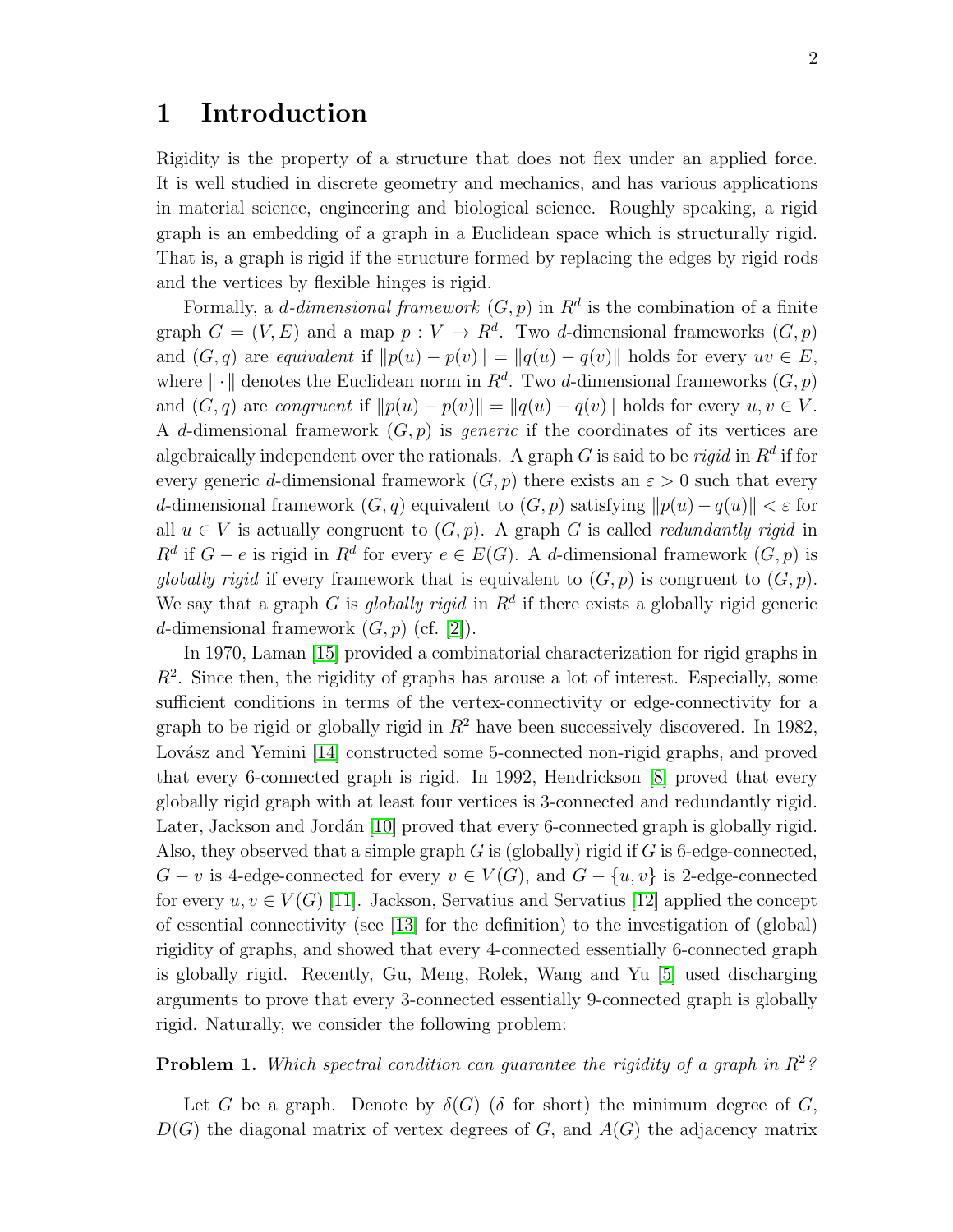# 1 Introduction

Rigidity is the property of a structure that does not flex under an applied force. It is well studied in discrete geometry and mechanics, and has various applications in material science, engineering and biological science. Roughly speaking, a rigid graph is an embedding of a graph in a Euclidean space which is structurally rigid. That is, a graph is rigid if the structure formed by replacing the edges by rigid rods and the vertices by flexible hinges is rigid.

Formally, a *d-dimensional framework* $(G, p)$ in $R^d$ is the combination of a finite graph $G = (V, E)$ and a map $p : V \to R^d$. Two $d$-dimensional frameworks $(G, p)$ and $(G, q)$ are *equivalent* if $\|p(u) - p(v)\| = \|q(u) - q(v)\|$ holds for every $uv \in E$, where $\|\cdot\|$ denotes the Euclidean norm in $R^d$. Two $d$-dimensional frameworks $(G, p)$ and $(G, q)$ are *congruent* if $\|p(u) - p(v)\| = \|q(u) - q(v)\|$ holds for every $u, v \in V$. A $d$-dimensional framework $(G, p)$ is *generic* if the coordinates of its vertices are algebraically independent over the rationals. A graph $G$ is said to be *rigid* in $R^d$ if for every generic $d$-dimensional framework $(G, p)$ there exists an $\varepsilon > 0$ such that every $d$-dimensional framework $(G, q)$ equivalent to $(G, p)$ satisfying $\|p(u) - q(u)\| < \varepsilon$ for all $u \in V$ is actually congruent to $(G, p)$. A graph $G$ is called *redundantly rigid* in $R^d$ if $G - e$ is rigid in $R^d$ for every $e \in E(G)$. A $d$-dimensional framework $(G, p)$ is *globally rigid* if every framework that is equivalent to $(G, p)$ is congruent to $(G, p)$. We say that a graph $G$ is *globally rigid* in $R^d$ if there exists a globally rigid generic $d$-dimensional framework $(G, p)$ (cf. [2]).

In 1970, Laman [15] provided a combinatorial characterization for rigid graphs in $R^2$. Since then, the rigidity of graphs has arouse a lot of interest. Especially, some sufficient conditions in terms of the vertex-connectivity or edge-connectivity for a graph to be rigid or globally rigid in $R^2$ have been successively discovered. In 1982, Lovász and Yemini [14] constructed some 5-connected non-rigid graphs, and proved that every 6-connected graph is rigid. In 1992, Hendrickson [8] proved that every globally rigid graph with at least four vertices is 3-connected and redundantly rigid. Later, Jackson and Jordán [10] proved that every 6-connected graph is globally rigid. Also, they observed that a simple graph $G$ is (globally) rigid if $G$ is 6-edge-connected, $G - v$ is 4-edge-connected for every $v \in V(G)$, and $G - \{u, v\}$ is 2-edge-connected for every $u, v \in V(G)$ [11]. Jackson, Servatius and Servatius [12] applied the concept of essential connectivity (see [13] for the definition) to the investigation of (global) rigidity of graphs, and showed that every 4-connected essentially 6-connected graph is globally rigid. Recently, Gu, Meng, Rolek, Wang and Yu [5] used discharging arguments to prove that every 3-connected essentially 9-connected graph is globally rigid. Naturally, we consider the following problem:

**Problem 1.** *Which spectral condition can guarantee the rigidity of a graph in $R^2$?*

Let $G$ be a graph. Denote by $\delta(G)$ ($\delta$ for short) the minimum degree of $G$, $D(G)$ the diagonal matrix of vertex degrees of $G$, and $A(G)$ the adjacency matrix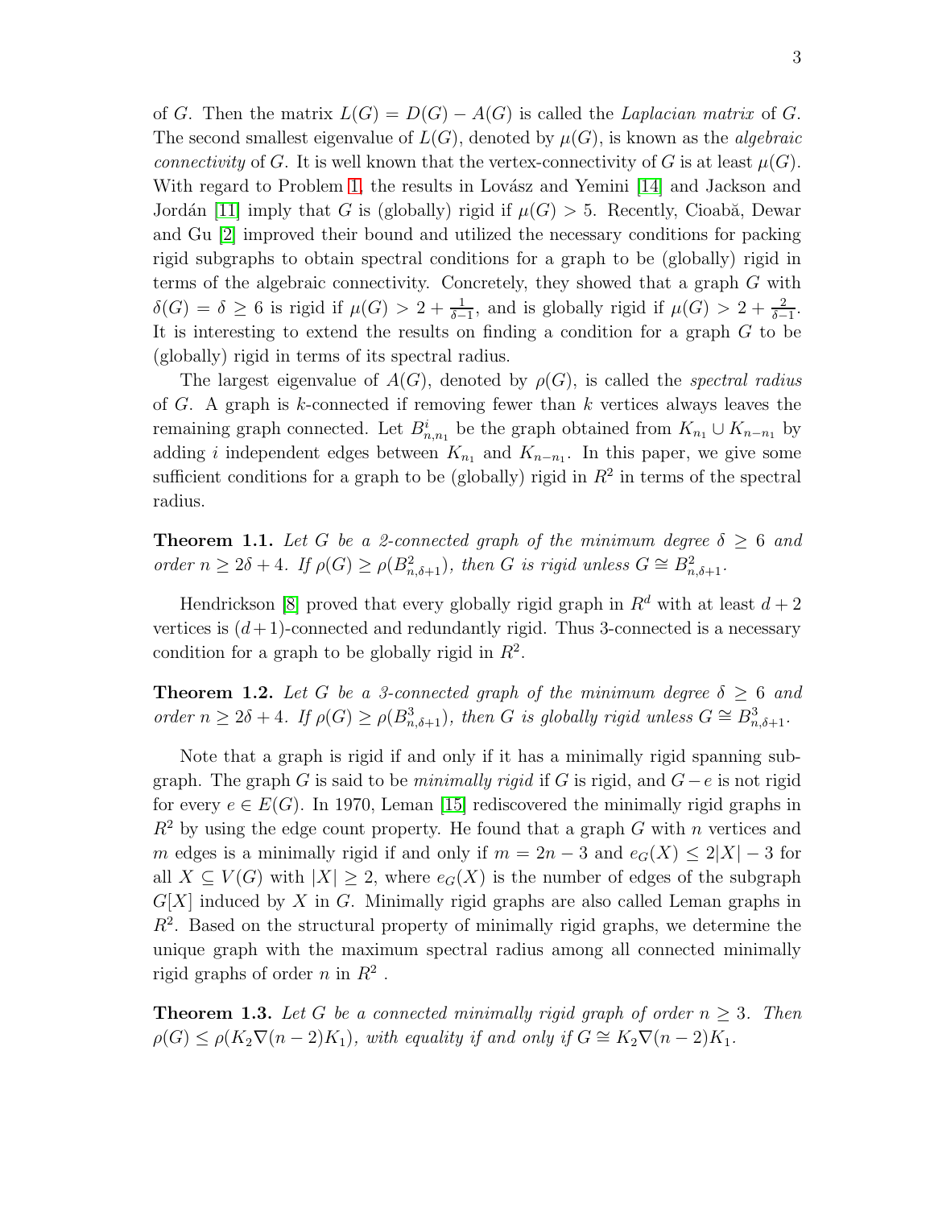of $G$. Then the matrix $L(G) = D(G) - A(G)$ is called the *Laplacian matrix* of $G$. The second smallest eigenvalue of $L(G)$, denoted by $\mu(G)$, is known as the *algebraic connectivity* of $G$. It is well known that the vertex-connectivity of $G$ is at least $\mu(G)$. With regard to Problem 1, the results in Lovász and Yemini [14] and Jackson and Jordán [11] imply that $G$ is (globally) rigid if $\mu(G) > 5$. Recently, Cioabă, Dewar and Gu [2] improved their bound and utilized the necessary conditions for packing rigid subgraphs to obtain spectral conditions for a graph to be (globally) rigid in terms of the algebraic connectivity. Concretely, they showed that a graph $G$ with $\delta(G) = \delta \geq 6$ is rigid if $\mu(G) > 2 + \frac{1}{\delta - 1}$, and is globally rigid if $\mu(G) > 2 + \frac{2}{\delta - 1}$. It is interesting to extend the results on finding a condition for a graph $G$ to be (globally) rigid in terms of its spectral radius.

The largest eigenvalue of $A(G)$, denoted by $\rho(G)$, is called the *spectral radius* of $G$. A graph is $k$-connected if removing fewer than $k$ vertices always leaves the remaining graph connected. Let $B^i_{n,n_1}$ be the graph obtained from $K_{n_1} \cup K_{n-n_1}$ by adding $i$ independent edges between $K_{n_1}$ and $K_{n-n_1}$. In this paper, we give some sufficient conditions for a graph to be (globally) rigid in $R^2$ in terms of the spectral radius.

**Theorem 1.1.** *Let $G$ be a 2-connected graph of the minimum degree $\delta \geq 6$ and order $n \geq 2\delta + 4$. If $\rho(G) \geq \rho(B^2_{n,\delta+1})$, then $G$ is rigid unless $G \cong B^2_{n,\delta+1}$.*

Hendrickson [8] proved that every globally rigid graph in $R^d$ with at least $d+2$ vertices is $(d+1)$-connected and redundantly rigid. Thus 3-connected is a necessary condition for a graph to be globally rigid in $R^2$.

**Theorem 1.2.** *Let $G$ be a 3-connected graph of the minimum degree $\delta \geq 6$ and order $n \geq 2\delta + 4$. If $\rho(G) \geq \rho(B^3_{n,\delta+1})$, then $G$ is globally rigid unless $G \cong B^3_{n,\delta+1}$.*

Note that a graph is rigid if and only if it has a minimally rigid spanning subgraph. The graph $G$ is said to be *minimally rigid* if $G$ is rigid, and $G - e$ is not rigid for every $e \in E(G)$. In 1970, Leman [15] rediscovered the minimally rigid graphs in $R^2$ by using the edge count property. He found that a graph $G$ with $n$ vertices and $m$ edges is a minimally rigid if and only if $m = 2n - 3$ and $e_G(X) \leq 2|X| - 3$ for all $X \subseteq V(G)$ with $|X| \geq 2$, where $e_G(X)$ is the number of edges of the subgraph $G[X]$ induced by $X$ in $G$. Minimally rigid graphs are also called Leman graphs in $R^2$. Based on the structural property of minimally rigid graphs, we determine the unique graph with the maximum spectral radius among all connected minimally rigid graphs of order $n$ in $R^2$ .

**Theorem 1.3.** *Let $G$ be a connected minimally rigid graph of order $n \geq 3$. Then $\rho(G) \leq \rho(K_2 \nabla (n-2)K_1)$, with equality if and only if $G \cong K_2 \nabla (n-2)K_1$.*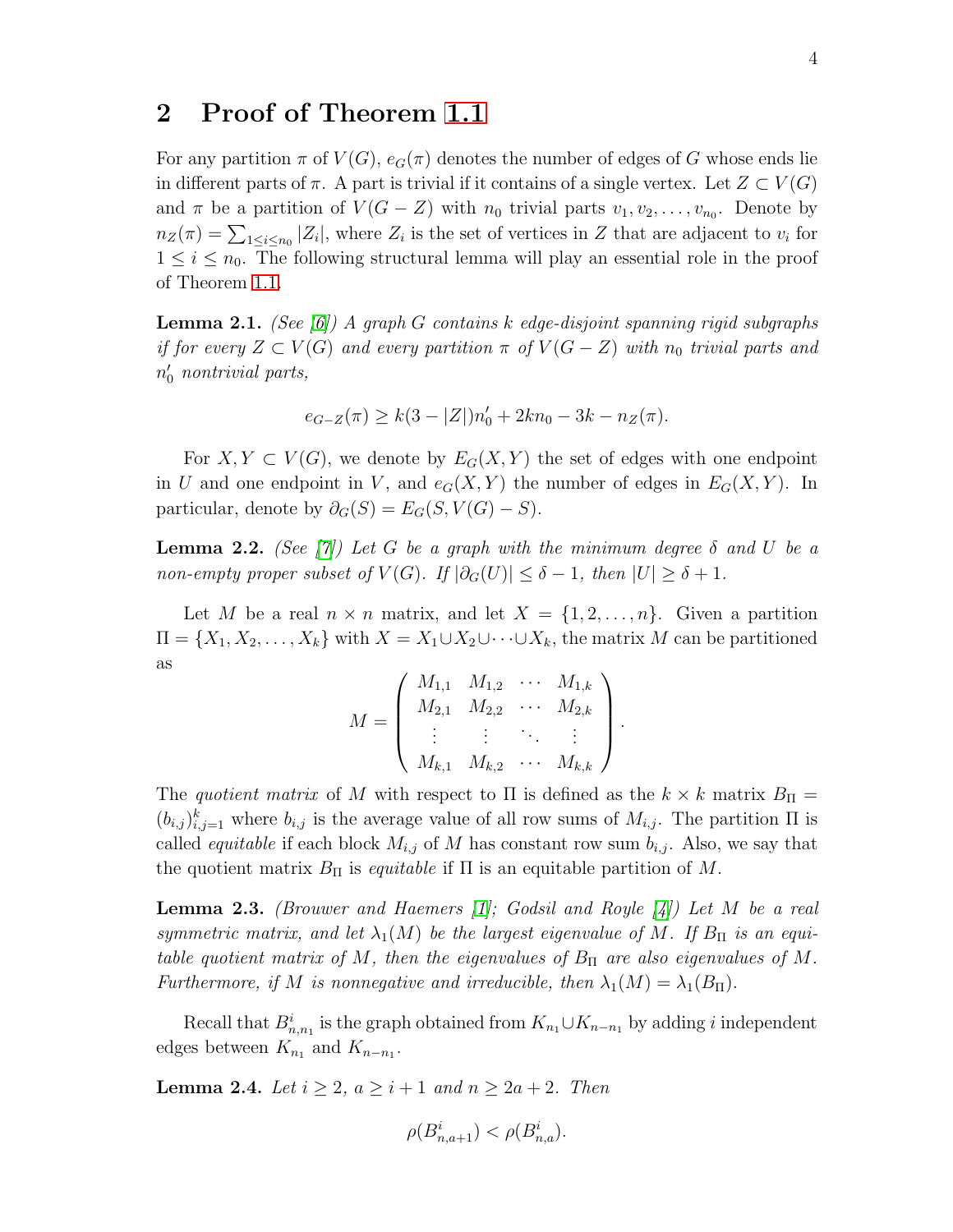## 2 Proof of Theorem 1.1

For any partition $\pi$ of $V(G)$, $e_G(\pi)$ denotes the number of edges of $G$ whose ends lie in different parts of $\pi$. A part is trivial if it contains of a single vertex. Let $Z \subset V(G)$ and $\pi$ be a partition of $V(G-Z)$ with $n_0$ trivial parts $v_1, v_2, \ldots, v_{n_0}$. Denote by $n_Z(\pi) = \sum_{1\le i\le n_0} |Z_i|$, where $Z_i$ is the set of vertices in $Z$ that are adjacent to $v_i$ for $1 \le i \le n_0$. The following structural lemma will play an essential role in the proof of Theorem 1.1.

**Lemma 2.1.** *(See [6]) A graph $G$ contains $k$ edge-disjoint spanning rigid subgraphs if for every $Z \subset V(G)$ and every partition $\pi$ of $V(G-Z)$ with $n_0$ trivial parts and $n_0'$ nontrivial parts,*

$$e_{G-Z}(\pi) \ge k(3 - |Z|)n_0' + 2kn_0 - 3k - n_Z(\pi).$$

For $X, Y \subset V(G)$, we denote by $E_G(X, Y)$ the set of edges with one endpoint in $U$ and one endpoint in $V$, and $e_G(X, Y)$ the number of edges in $E_G(X, Y)$. In particular, denote by $\partial_G(S) = E_G(S, V(G) - S)$.

**Lemma 2.2.** *(See [7]) Let $G$ be a graph with the minimum degree $\delta$ and $U$ be a non-empty proper subset of $V(G)$. If $|\partial_G(U)| \le \delta - 1$, then $|U| \ge \delta + 1$.*

Let $M$ be a real $n \times n$ matrix, and let $X = \{1, 2, \ldots, n\}$. Given a partition $\Pi = \{X_1, X_2, \ldots, X_k\}$ with $X = X_1 \cup X_2 \cup \cdots \cup X_k$, the matrix $M$ can be partitioned as

$$M = \begin{pmatrix} M_{1,1} & M_{1,2} & \cdots & M_{1,k} \\ M_{2,1} & M_{2,2} & \cdots & M_{2,k} \\ \vdots & \vdots & \ddots & \vdots \\ M_{k,1} & M_{k,2} & \cdots & M_{k,k} \end{pmatrix}.$$

The *quotient matrix* of $M$ with respect to $\Pi$ is defined as the $k \times k$ matrix $B_\Pi = (b_{i,j})_{i,j=1}^k$ where $b_{i,j}$ is the average value of all row sums of $M_{i,j}$. The partition $\Pi$ is called *equitable* if each block $M_{i,j}$ of $M$ has constant row sum $b_{i,j}$. Also, we say that the quotient matrix $B_\Pi$ is *equitable* if $\Pi$ is an equitable partition of $M$.

**Lemma 2.3.** *(Brouwer and Haemers [1]; Godsil and Royle [4]) Let $M$ be a real symmetric matrix, and let $\lambda_1(M)$ be the largest eigenvalue of $M$. If $B_\Pi$ is an equitable quotient matrix of $M$, then the eigenvalues of $B_\Pi$ are also eigenvalues of $M$. Furthermore, if $M$ is nonnegative and irreducible, then $\lambda_1(M) = \lambda_1(B_\Pi)$.*

Recall that $B^i_{n,n_1}$ is the graph obtained from $K_{n_1} \cup K_{n-n_1}$ by adding $i$ independent edges between $K_{n_1}$ and $K_{n-n_1}$.

**Lemma 2.4.** *Let $i \ge 2$, $a \ge i + 1$ and $n \ge 2a + 2$. Then*

$$\rho(B^i_{n,a+1}) < \rho(B^i_{n,a}).$$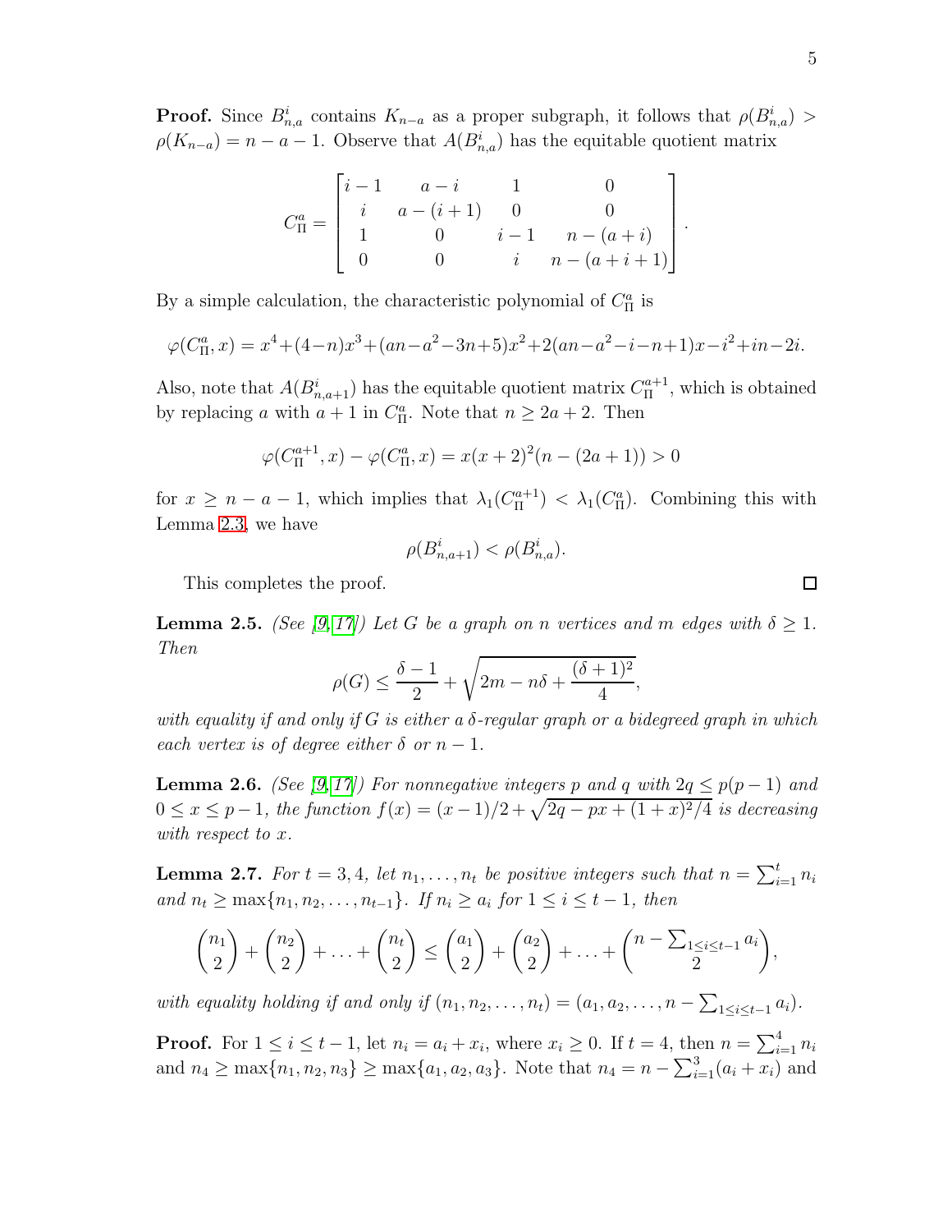**Proof.** Since $B^i_{n,a}$ contains $K_{n-a}$ as a proper subgraph, it follows that $\rho(B^i_{n,a}) > \rho(K_{n-a}) = n-a-1$. Observe that $A(B^i_{n,a})$ has the equitable quotient matrix

$$C^a_\Pi = \begin{bmatrix} i-1 & a-i & 1 & 0 \\ i & a-(i+1) & 0 & 0 \\ 1 & 0 & i-1 & n-(a+i) \\ 0 & 0 & i & n-(a+i+1) \end{bmatrix}.$$

By a simple calculation, the characteristic polynomial of $C^a_\Pi$ is

$$\varphi(C^a_\Pi, x) = x^4+(4-n)x^3+(an-a^2-3n+5)x^2+2(an-a^2-i-n+1)x-i^2+in-2i.$$

Also, note that $A(B^i_{n,a+1})$ has the equitable quotient matrix $C^{a+1}_\Pi$, which is obtained by replacing $a$ with $a+1$ in $C^a_\Pi$. Note that $n \geq 2a+2$. Then

$$\varphi(C^{a+1}_\Pi, x) - \varphi(C^a_\Pi, x) = x(x+2)^2(n-(2a+1)) > 0$$

for $x \geq n-a-1$, which implies that $\lambda_1(C^{a+1}_\Pi) < \lambda_1(C^a_\Pi)$. Combining this with Lemma 2.3, we have

$$\rho(B^i_{n,a+1}) < \rho(B^i_{n,a}).$$

This completes the proof. $\square$

**Lemma 2.5.** *(See [9, 17]) Let $G$ be a graph on $n$ vertices and $m$ edges with $\delta \geq 1$. Then*

$$\rho(G) \leq \frac{\delta-1}{2} + \sqrt{2m - n\delta + \frac{(\delta+1)^2}{4}},$$

*with equality if and only if $G$ is either a $\delta$-regular graph or a bidegreed graph in which each vertex is of degree either $\delta$ or $n-1$.*

**Lemma 2.6.** *(See [9, 17]) For nonnegative integers $p$ and $q$ with $2q \leq p(p-1)$ and $0 \leq x \leq p-1$, the function $f(x) = (x-1)/2 + \sqrt{2q - px + (1+x)^2/4}$ is decreasing with respect to $x$.*

**Lemma 2.7.** *For $t = 3, 4$, let $n_1, \ldots, n_t$ be positive integers such that $n = \sum_{i=1}^t n_i$ and $n_t \geq \max\{n_1, n_2, \ldots, n_{t-1}\}$. If $n_i \geq a_i$ for $1 \leq i \leq t-1$, then*

$$\binom{n_1}{2} + \binom{n_2}{2} + \ldots + \binom{n_t}{2} \leq \binom{a_1}{2} + \binom{a_2}{2} + \ldots + \binom{n - \sum_{1\leq i\leq t-1} a_i}{2},$$

*with equality holding if and only if $(n_1, n_2, \ldots, n_t) = (a_1, a_2, \ldots, n - \sum_{1\leq i \leq t-1} a_i)$.*

**Proof.** For $1 \leq i \leq t-1$, let $n_i = a_i + x_i$, where $x_i \geq 0$. If $t = 4$, then $n = \sum_{i=1}^4 n_i$ and $n_4 \geq \max\{n_1, n_2, n_3\} \geq \max\{a_1, a_2, a_3\}$. Note that $n_4 = n - \sum_{i=1}^3 (a_i + x_i)$ and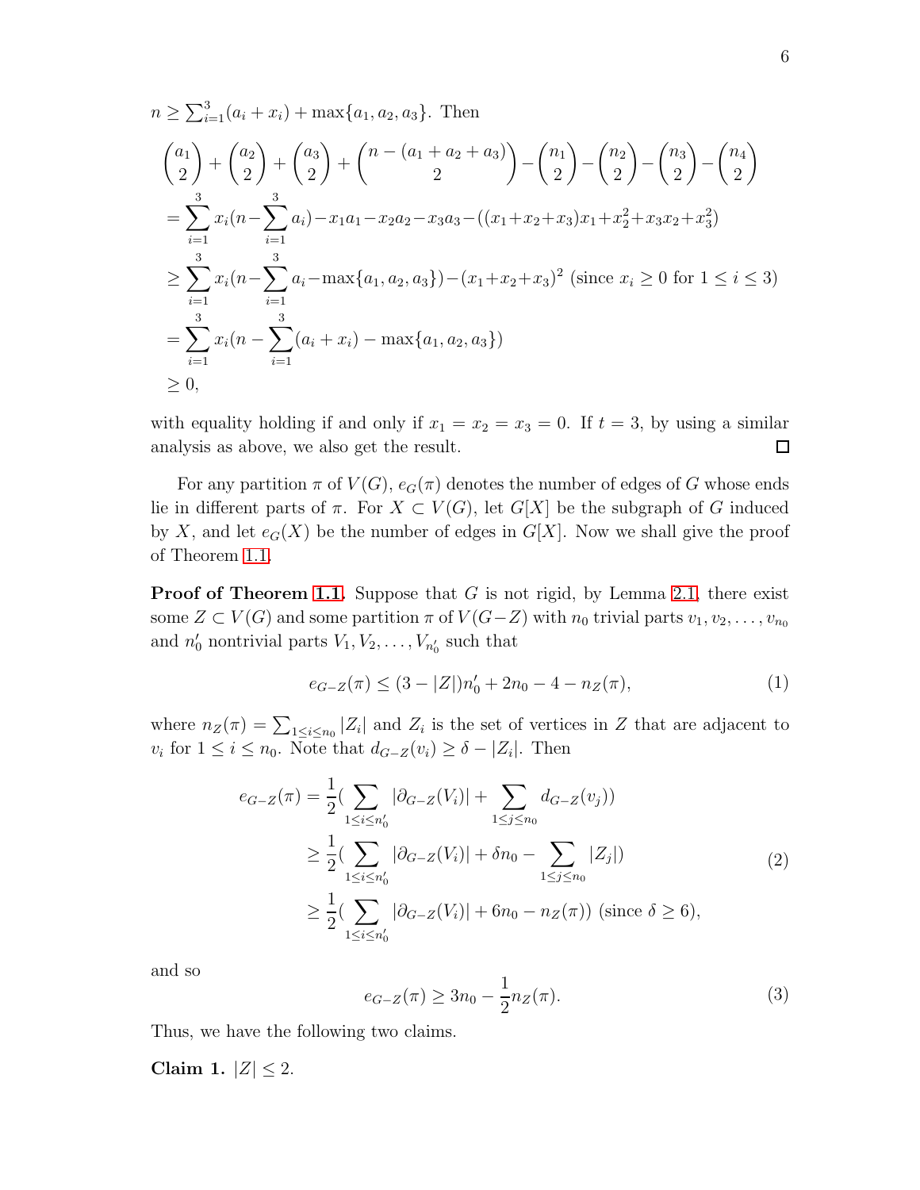$n \geq \sum_{i=1}^{3}(a_i + x_i) + \max\{a_1, a_2, a_3\}$. Then

$$
\begin{aligned}
&\binom{a_1}{2} + \binom{a_2}{2} + \binom{a_3}{2} + \binom{n-(a_1+a_2+a_3)}{2} - \binom{n_1}{2} - \binom{n_2}{2} - \binom{n_3}{2} - \binom{n_4}{2} \\
&= \sum_{i=1}^{3} x_i(n - \sum_{i=1}^{3} a_i) - x_1a_1 - x_2a_2 - x_3a_3 - ((x_1+x_2+x_3)x_1 + x_2^2 + x_3x_2 + x_3^2) \\
&\geq \sum_{i=1}^{3} x_i(n - \sum_{i=1}^{3} a_i - \max\{a_1, a_2, a_3\}) - (x_1+x_2+x_3)^2 \text{ (since } x_i \geq 0 \text{ for } 1 \leq i \leq 3) \\
&= \sum_{i=1}^{3} x_i(n - \sum_{i=1}^{3}(a_i + x_i) - \max\{a_1, a_2, a_3\}) \\
&\geq 0,
\end{aligned}
$$

with equality holding if and only if $x_1 = x_2 = x_3 = 0$. If $t = 3$, by using a similar analysis as above, we also get the result. $\square$

For any partition $\pi$ of $V(G)$, $e_G(\pi)$ denotes the number of edges of $G$ whose ends lie in different parts of $\pi$. For $X \subset V(G)$, let $G[X]$ be the subgraph of $G$ induced by $X$, and let $e_G(X)$ be the number of edges in $G[X]$. Now we shall give the proof of Theorem 1.1.

**Proof of Theorem 1.1.** Suppose that $G$ is not rigid, by Lemma 2.1, there exist some $Z \subset V(G)$ and some partition $\pi$ of $V(G-Z)$ with $n_0$ trivial parts $v_1, v_2, \ldots, v_{n_0}$ and $n_0'$ nontrivial parts $V_1, V_2, \ldots, V_{n_0'}$ such that

$$
e_{G-Z}(\pi) \leq (3 - |Z|)n_0' + 2n_0 - 4 - n_Z(\pi), \tag{1}
$$

where $n_Z(\pi) = \sum_{1 \leq i \leq n_0} |Z_i|$ and $Z_i$ is the set of vertices in $Z$ that are adjacent to $v_i$ for $1 \leq i \leq n_0$. Note that $d_{G-Z}(v_i) \geq \delta - |Z_i|$. Then

$$
\begin{aligned}
e_{G-Z}(\pi) &= \frac{1}{2}\Big(\sum_{1 \leq i \leq n_0'} |\partial_{G-Z}(V_i)| + \sum_{1 \leq j \leq n_0} d_{G-Z}(v_j)\Big) \\
&\geq \frac{1}{2}\Big(\sum_{1 \leq i \leq n_0'} |\partial_{G-Z}(V_i)| + \delta n_0 - \sum_{1 \leq j \leq n_0} |Z_j|\Big) \\
&\geq \frac{1}{2}\Big(\sum_{1 \leq i \leq n_0'} |\partial_{G-Z}(V_i)| + 6n_0 - n_Z(\pi)\Big) \text{ (since } \delta \geq 6),
\end{aligned} \tag{2}
$$

and so

$$
e_{G-Z}(\pi) \geq 3n_0 - \frac{1}{2}n_Z(\pi). \tag{3}
$$

Thus, we have the following two claims.

**Claim 1.** $|Z| \leq 2$.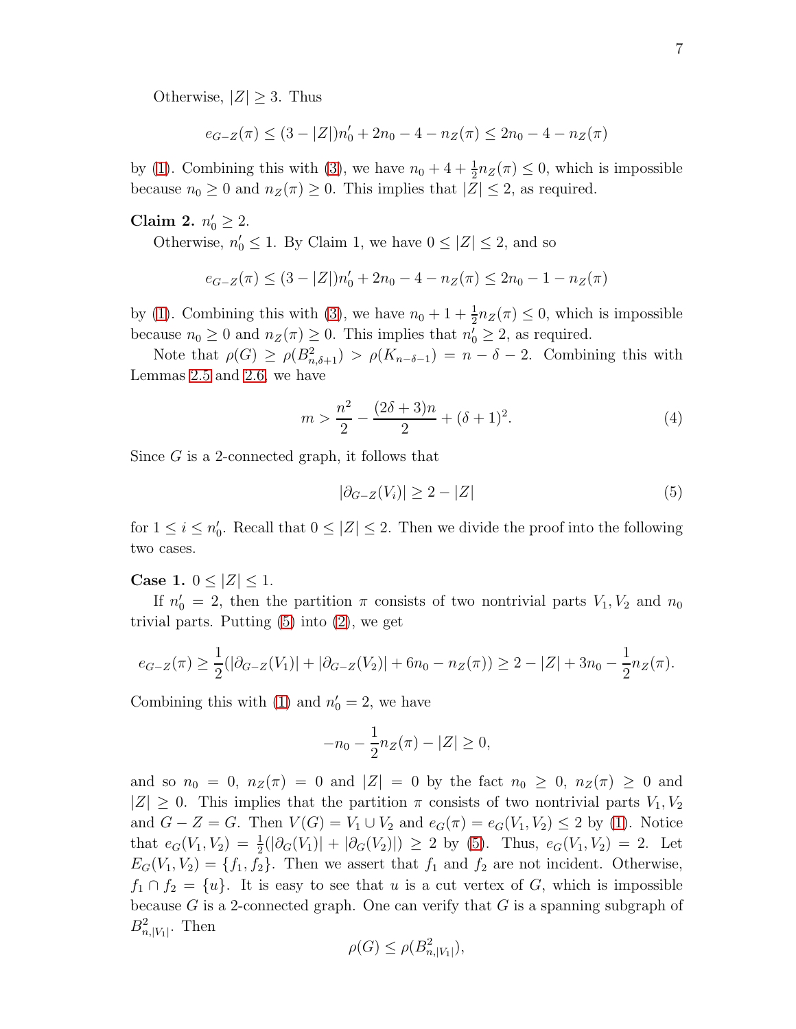Otherwise, $|Z| \geq 3$. Thus

$$e_{G-Z}(\pi) \leq (3-|Z|)n_0' + 2n_0 - 4 - n_Z(\pi) \leq 2n_0 - 4 - n_Z(\pi)$$

by (1). Combining this with (3), we have $n_0 + 4 + \frac{1}{2}n_Z(\pi) \leq 0$, which is impossible because $n_0 \geq 0$ and $n_Z(\pi) \geq 0$. This implies that $|Z| \leq 2$, as required.

**Claim 2.** $n_0' \geq 2$.

Otherwise, $n_0' \leq 1$. By Claim 1, we have $0 \leq |Z| \leq 2$, and so

$$e_{G-Z}(\pi) \leq (3-|Z|)n_0' + 2n_0 - 4 - n_Z(\pi) \leq 2n_0 - 1 - n_Z(\pi)$$

by (1). Combining this with (3), we have $n_0 + 1 + \frac{1}{2}n_Z(\pi) \leq 0$, which is impossible because $n_0 \geq 0$ and $n_Z(\pi) \geq 0$. This implies that $n_0' \geq 2$, as required.

Note that $\rho(G) \geq \rho(B^2_{n,\delta+1}) > \rho(K_{n-\delta-1}) = n - \delta - 2$. Combining this with Lemmas 2.5 and 2.6, we have

$$m > \frac{n^2}{2} - \frac{(2\delta+3)n}{2} + (\delta+1)^2. \tag{4}$$

Since $G$ is a 2-connected graph, it follows that

$$|\partial_{G-Z}(V_i)| \geq 2 - |Z| \tag{5}$$

for $1 \leq i \leq n_0'$. Recall that $0 \leq |Z| \leq 2$. Then we divide the proof into the following two cases.

**Case 1.** $0 \leq |Z| \leq 1$.

If $n_0' = 2$, then the partition $\pi$ consists of two nontrivial parts $V_1, V_2$ and $n_0$ trivial parts. Putting (5) into (2), we get

$$e_{G-Z}(\pi) \geq \frac{1}{2}(|\partial_{G-Z}(V_1)| + |\partial_{G-Z}(V_2)| + 6n_0 - n_Z(\pi)) \geq 2 - |Z| + 3n_0 - \frac{1}{2}n_Z(\pi).$$

Combining this with (1) and $n_0' = 2$, we have

$$-n_0 - \frac{1}{2}n_Z(\pi) - |Z| \geq 0,$$

and so $n_0 = 0$, $n_Z(\pi) = 0$ and $|Z| = 0$ by the fact $n_0 \geq 0$, $n_Z(\pi) \geq 0$ and $|Z| \geq 0$. This implies that the partition $\pi$ consists of two nontrivial parts $V_1, V_2$ and $G - Z = G$. Then $V(G) = V_1 \cup V_2$ and $e_G(\pi) = e_G(V_1, V_2) \leq 2$ by (1). Notice that $e_G(V_1, V_2) = \frac{1}{2}(|\partial_G(V_1)| + |\partial_G(V_2)|) \geq 2$ by (5). Thus, $e_G(V_1, V_2) = 2$. Let $E_G(V_1, V_2) = \{f_1, f_2\}$. Then we assert that $f_1$ and $f_2$ are not incident. Otherwise, $f_1 \cap f_2 = \{u\}$. It is easy to see that $u$ is a cut vertex of $G$, which is impossible because $G$ is a 2-connected graph. One can verify that $G$ is a spanning subgraph of $B^2_{n,|V_1|}$. Then

$$\rho(G) \leq \rho(B^2_{n,|V_1|}),$$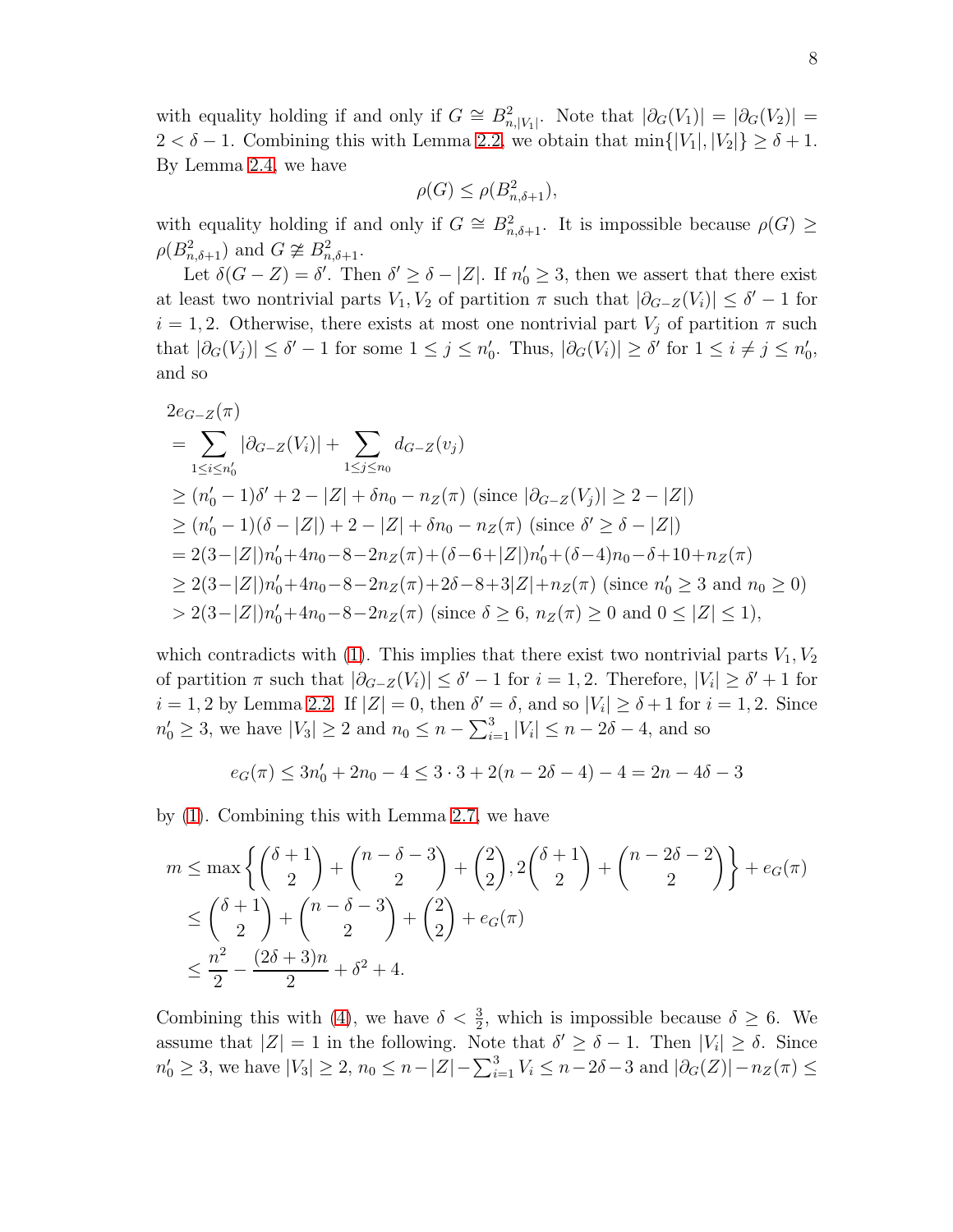with equality holding if and only if $G \cong B^2_{n,|V_1|}$. Note that $|\partial_G(V_1)| = |\partial_G(V_2)| = 2 < \delta - 1$. Combining this with Lemma 2.2, we obtain that $\min\{|V_1|, |V_2|\} \geq \delta + 1$. By Lemma 2.4, we have

$$\rho(G) \leq \rho(B^2_{n,\delta+1}),$$

with equality holding if and only if $G \cong B^2_{n,\delta+1}$. It is impossible because $\rho(G) \geq \rho(B^2_{n,\delta+1})$ and $G \ncong B^2_{n,\delta+1}$.

Let $\delta(G - Z) = \delta'$. Then $\delta' \geq \delta - |Z|$. If $n'_0 \geq 3$, then we assert that there exist at least two nontrivial parts $V_1, V_2$ of partition $\pi$ such that $|\partial_{G-Z}(V_i)| \leq \delta' - 1$ for $i = 1, 2$. Otherwise, there exists at most one nontrivial part $V_j$ of partition $\pi$ such that $|\partial_G(V_j)| \leq \delta' - 1$ for some $1 \leq j \leq n'_0$. Thus, $|\partial_G(V_i)| \geq \delta'$ for $1 \leq i \neq j \leq n'_0$, and so

$$\begin{aligned}
&2e_{G-Z}(\pi)\\
&= \sum_{1\leq i\leq n'_0} |\partial_{G-Z}(V_i)| + \sum_{1\leq j\leq n_0} d_{G-Z}(v_j)\\
&\geq (n'_0 - 1)\delta' + 2 - |Z| + \delta n_0 - n_Z(\pi) \text{ (since } |\partial_{G-Z}(V_j)| \geq 2 - |Z|)\\
&\geq (n'_0 - 1)(\delta - |Z|) + 2 - |Z| + \delta n_0 - n_Z(\pi) \text{ (since } \delta' \geq \delta - |Z|)\\
&= 2(3-|Z|)n'_0+4n_0-8-2n_Z(\pi)+(\delta-6+|Z|)n'_0+(\delta-4)n_0-\delta+10+n_Z(\pi)\\
&\geq 2(3-|Z|)n'_0+4n_0-8-2n_Z(\pi)+2\delta-8+3|Z|+n_Z(\pi) \text{ (since } n'_0 \geq 3 \text{ and } n_0 \geq 0)\\
&> 2(3-|Z|)n'_0+4n_0-8-2n_Z(\pi) \text{ (since } \delta \geq 6,\ n_Z(\pi) \geq 0 \text{ and } 0 \leq |Z| \leq 1),
\end{aligned}$$

which contradicts with (1). This implies that there exist two nontrivial parts $V_1, V_2$ of partition $\pi$ such that $|\partial_{G-Z}(V_i)| \leq \delta' - 1$ for $i = 1, 2$. Therefore, $|V_i| \geq \delta' + 1$ for $i = 1, 2$ by Lemma 2.2. If $|Z| = 0$, then $\delta' = \delta$, and so $|V_i| \geq \delta + 1$ for $i = 1, 2$. Since $n'_0 \geq 3$, we have $|V_3| \geq 2$ and $n_0 \leq n - \sum_{i=1}^{3} |V_i| \leq n - 2\delta - 4$, and so

$$e_G(\pi) \leq 3n'_0 + 2n_0 - 4 \leq 3 \cdot 3 + 2(n - 2\delta - 4) - 4 = 2n - 4\delta - 3$$

by (1). Combining this with Lemma 2.7, we have

$$\begin{aligned}
m &\leq \max\left\{\binom{\delta+1}{2} + \binom{n-\delta-3}{2} + \binom{2}{2}, 2\binom{\delta+1}{2} + \binom{n-2\delta-2}{2}\right\} + e_G(\pi)\\
&\leq \binom{\delta+1}{2} + \binom{n-\delta-3}{2} + \binom{2}{2} + e_G(\pi)\\
&\leq \frac{n^2}{2} - \frac{(2\delta+3)n}{2} + \delta^2 + 4.
\end{aligned}$$

Combining this with (4), we have $\delta < \frac{3}{2}$, which is impossible because $\delta \geq 6$. We assume that $|Z| = 1$ in the following. Note that $\delta' \geq \delta - 1$. Then $|V_i| \geq \delta$. Since $n'_0 \geq 3$, we have $|V_3| \geq 2$, $n_0 \leq n - |Z| - \sum_{i=1}^{3} V_i \leq n - 2\delta - 3$ and $|\partial_G(Z)| - n_Z(\pi) \leq$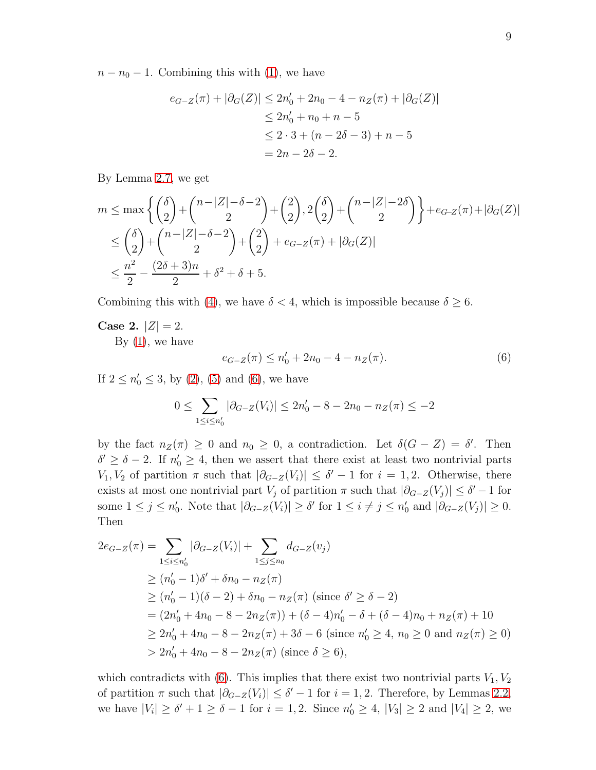$n-n_0-1$. Combining this with (1), we have

$$\begin{aligned}
e_{G-Z}(\pi)+|\partial_G(Z)| &\leq 2n_0'+2n_0-4-n_Z(\pi)+|\partial_G(Z)|\\
&\leq 2n_0'+n_0+n-5\\
&\leq 2\cdot 3+(n-2\delta-3)+n-5\\
&=2n-2\delta-2.
\end{aligned}$$

By Lemma 2.7, we get

$$\begin{aligned}
m &\leq \max\left\{\binom{\delta}{2}+\binom{n-|Z|-\delta-2}{2}+\binom{2}{2}, 2\binom{\delta}{2}+\binom{n-|Z|-2\delta}{2}\right\}+e_{G-Z}(\pi)+|\partial_G(Z)|\\
&\leq \binom{\delta}{2}+\binom{n-|Z|-\delta-2}{2}+\binom{2}{2}+e_{G-Z}(\pi)+|\partial_G(Z)|\\
&\leq \frac{n^2}{2}-\frac{(2\delta+3)n}{2}+\delta^2+\delta+5.
\end{aligned}$$

Combining this with (4), we have $\delta<4$, which is impossible because $\delta\geq 6$.

**Case 2.** $|Z|=2$.

By (1), we have

$$e_{G-Z}(\pi)\leq n_0'+2n_0-4-n_Z(\pi). \tag{6}$$

If $2\leq n_0'\leq 3$, by (2), (5) and (6), we have

$$0\leq \sum_{1\leq i\leq n_0'}|\partial_{G-Z}(V_i)|\leq 2n_0'-8-2n_0-n_Z(\pi)\leq -2$$

by the fact $n_Z(\pi)\geq 0$ and $n_0\geq 0$, a contradiction. Let $\delta(G-Z)=\delta'$. Then $\delta'\geq \delta-2$. If $n_0'\geq 4$, then we assert that there exist at least two nontrivial parts $V_1, V_2$ of partition $\pi$ such that $|\partial_{G-Z}(V_i)|\leq \delta'-1$ for $i=1,2$. Otherwise, there exists at most one nontrivial part $V_j$ of partition $\pi$ such that $|\partial_{G-Z}(V_j)|\leq \delta'-1$ for some $1\leq j\leq n_0'$. Note that $|\partial_{G-Z}(V_i)|\geq \delta'$ for $1\leq i\neq j\leq n_0'$ and $|\partial_{G-Z}(V_j)|\geq 0$. Then

$$\begin{aligned}
2e_{G-Z}(\pi) &= \sum_{1\leq i\leq n_0'}|\partial_{G-Z}(V_i)|+\sum_{1\leq j\leq n_0}d_{G-Z}(v_j)\\
&\geq (n_0'-1)\delta'+\delta n_0-n_Z(\pi)\\
&\geq (n_0'-1)(\delta-2)+\delta n_0-n_Z(\pi)\ \text{(since } \delta'\geq\delta-2)\\
&= (2n_0'+4n_0-8-2n_Z(\pi))+(\delta-4)n_0'-\delta+(\delta-4)n_0+n_Z(\pi)+10\\
&\geq 2n_0'+4n_0-8-2n_Z(\pi)+3\delta-6\ \text{(since } n_0'\geq 4,\ n_0\geq 0 \text{ and } n_Z(\pi)\geq 0)\\
&> 2n_0'+4n_0-8-2n_Z(\pi)\ \text{(since } \delta\geq 6),
\end{aligned}$$

which contradicts with (6). This implies that there exist two nontrivial parts $V_1, V_2$ of partition $\pi$ such that $|\partial_{G-Z}(V_i)|\leq \delta'-1$ for $i=1,2$. Therefore, by Lemmas 2.2, we have $|V_i|\geq \delta'+1\geq \delta-1$ for $i=1,2$. Since $n_0'\geq 4$, $|V_3|\geq 2$ and $|V_4|\geq 2$, we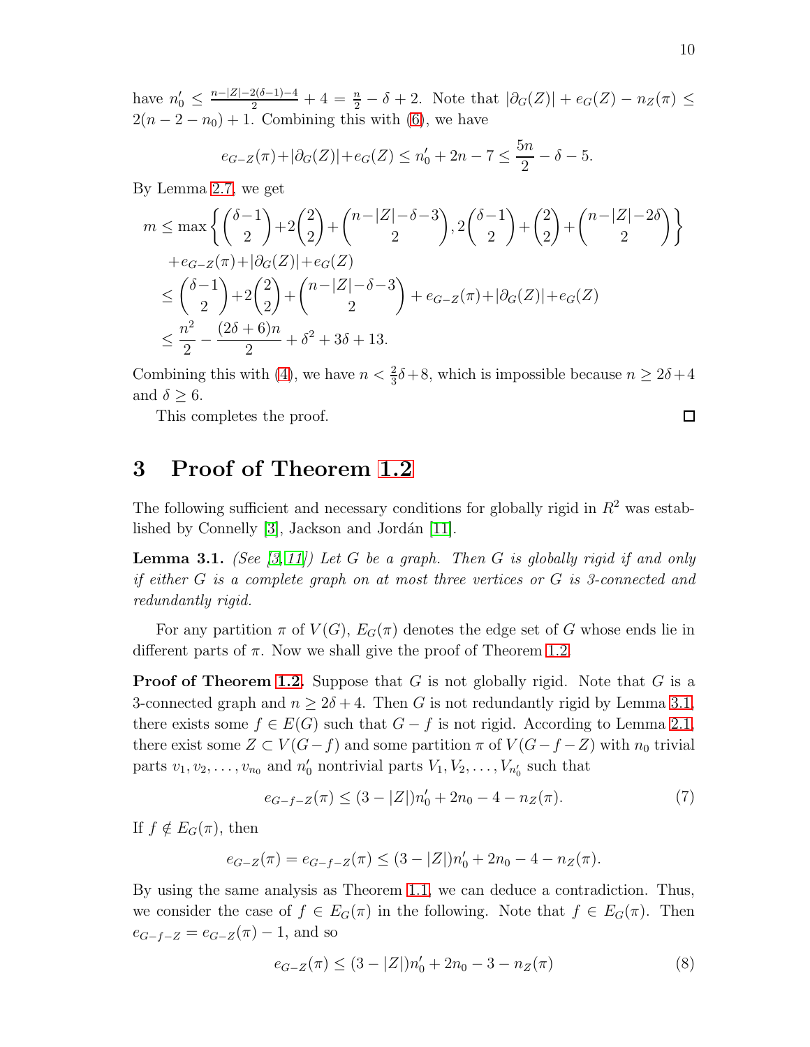have $n_0' \leq \frac{n-|Z|-2(\delta-1)-4}{2}+4 = \frac{n}{2}-\delta+2$. Note that $|\partial_G(Z)|+e_G(Z)-n_Z(\pi) \leq 2(n-2-n_0)+1$. Combining this with (6), we have

$$e_{G-Z}(\pi)+|\partial_G(Z)|+e_G(Z) \leq n_0'+2n-7 \leq \frac{5n}{2}-\delta-5.$$

By Lemma 2.7, we get

$$\begin{aligned}
m &\leq \max\left\{\binom{\delta-1}{2}+2\binom{2}{2}+\binom{n-|Z|-\delta-3}{2}, 2\binom{\delta-1}{2}+\binom{2}{2}+\binom{n-|Z|-2\delta}{2}\right\} \\
&\quad +e_{G-Z}(\pi)+|\partial_G(Z)|+e_G(Z) \\
&\leq \binom{\delta-1}{2}+2\binom{2}{2}+\binom{n-|Z|-\delta-3}{2}+e_{G-Z}(\pi)+|\partial_G(Z)|+e_G(Z) \\
&\leq \frac{n^2}{2}-\frac{(2\delta+6)n}{2}+\delta^2+3\delta+13.
\end{aligned}$$

Combining this with (4), we have $n < \frac{2}{3}\delta+8$, which is impossible because $n \geq 2\delta+4$ and $\delta \geq 6$.

This completes the proof. $\square$

# 3 Proof of Theorem 1.2

The following sufficient and necessary conditions for globally rigid in $R^2$ was established by Connelly [3], Jackson and Jordán [11].

**Lemma 3.1.** *(See [3,11]) Let $G$ be a graph. Then $G$ is globally rigid if and only if either $G$ is a complete graph on at most three vertices or $G$ is 3-connected and redundantly rigid.*

For any partition $\pi$ of $V(G)$, $E_G(\pi)$ denotes the edge set of $G$ whose ends lie in different parts of $\pi$. Now we shall give the proof of Theorem 1.2.

**Proof of Theorem 1.2.** Suppose that $G$ is not globally rigid. Note that $G$ is a 3-connected graph and $n \geq 2\delta+4$. Then $G$ is not redundantly rigid by Lemma 3.1, there exists some $f \in E(G)$ such that $G-f$ is not rigid. According to Lemma 2.1, there exist some $Z \subset V(G-f)$ and some partition $\pi$ of $V(G-f-Z)$ with $n_0$ trivial parts $v_1, v_2, \ldots, v_{n_0}$ and $n_0'$ nontrivial parts $V_1, V_2, \ldots, V_{n_0'}$ such that

$$e_{G-f-Z}(\pi) \leq (3-|Z|)n_0'+2n_0-4-n_Z(\pi). \tag{7}$$

If $f \notin E_G(\pi)$, then

$$e_{G-Z}(\pi) = e_{G-f-Z}(\pi) \leq (3-|Z|)n_0'+2n_0-4-n_Z(\pi).$$

By using the same analysis as Theorem 1.1, we can deduce a contradiction. Thus, we consider the case of $f \in E_G(\pi)$ in the following. Note that $f \in E_G(\pi)$. Then $e_{G-f-Z} = e_{G-Z}(\pi)-1$, and so

$$e_{G-Z}(\pi) \leq (3-|Z|)n_0'+2n_0-3-n_Z(\pi) \tag{8}$$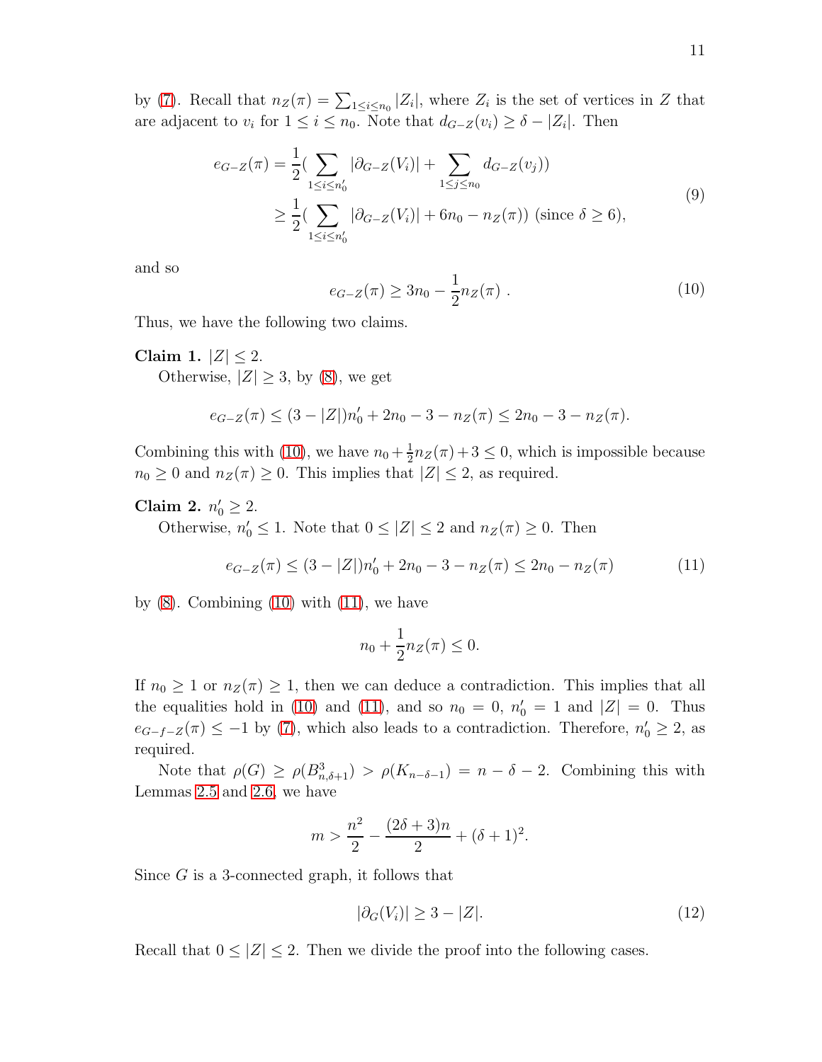by (7). Recall that $n_Z(\pi) = \sum_{1\le i\le n_0} |Z_i|$, where $Z_i$ is the set of vertices in $Z$ that are adjacent to $v_i$ for $1 \le i \le n_0$. Note that $d_{G-Z}(v_i) \ge \delta - |Z_i|$. Then

$$
\begin{aligned}
e_{G-Z}(\pi) &= \frac{1}{2}\Big(\sum_{1\le i\le n_0'} |\partial_{G-Z}(V_i)| + \sum_{1\le j\le n_0} d_{G-Z}(v_j)\Big) \\
&\ge \frac{1}{2}\Big(\sum_{1\le i\le n_0'} |\partial_{G-Z}(V_i)| + 6n_0 - n_Z(\pi)\Big) \text{ (since } \delta \ge 6\text{)},
\end{aligned} \tag{9}
$$

and so

$$
e_{G-Z}(\pi) \ge 3n_0 - \frac{1}{2}n_Z(\pi) \ . \tag{10}
$$

Thus, we have the following two claims.

**Claim 1.** $|Z| \le 2$.

Otherwise, $|Z| \ge 3$, by (8), we get

$$
e_{G-Z}(\pi) \le (3 - |Z|)n_0' + 2n_0 - 3 - n_Z(\pi) \le 2n_0 - 3 - n_Z(\pi).
$$

Combining this with (10), we have $n_0 + \frac{1}{2}n_Z(\pi) + 3 \le 0$, which is impossible because $n_0 \ge 0$ and $n_Z(\pi) \ge 0$. This implies that $|Z| \le 2$, as required.

**Claim 2.** $n_0' \ge 2$.

Otherwise, $n_0' \le 1$. Note that $0 \le |Z| \le 2$ and $n_Z(\pi) \ge 0$. Then

$$
e_{G-Z}(\pi) \le (3 - |Z|)n_0' + 2n_0 - 3 - n_Z(\pi) \le 2n_0 - n_Z(\pi) \tag{11}
$$

by (8). Combining (10) with (11), we have

$$
n_0 + \frac{1}{2}n_Z(\pi) \le 0.
$$

If $n_0 \ge 1$ or $n_Z(\pi) \ge 1$, then we can deduce a contradiction. This implies that all the equalities hold in (10) and (11), and so $n_0 = 0$, $n_0' = 1$ and $|Z| = 0$. Thus $e_{G-f-Z}(\pi) \le -1$ by (7), which also leads to a contradiction. Therefore, $n_0' \ge 2$, as required.

Note that $\rho(G) \ge \rho(B^3_{n,\delta+1}) > \rho(K_{n-\delta-1}) = n - \delta - 2$. Combining this with Lemmas 2.5 and 2.6, we have

$$
m > \frac{n^2}{2} - \frac{(2\delta+3)n}{2} + (\delta+1)^2.
$$

Since $G$ is a 3-connected graph, it follows that

$$
|\partial_G(V_i)| \ge 3 - |Z|. \tag{12}
$$

Recall that $0 \le |Z| \le 2$. Then we divide the proof into the following cases.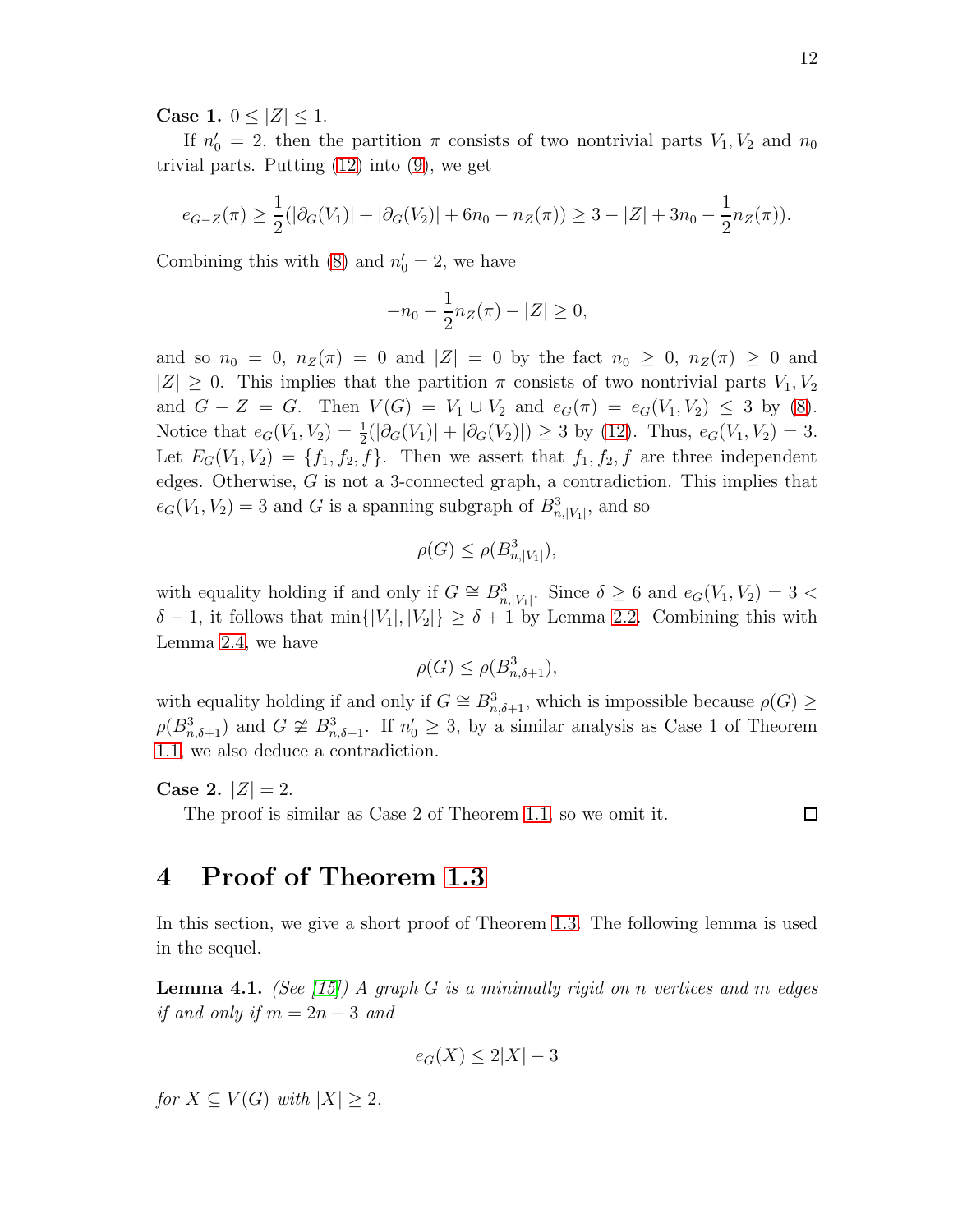**Case 1.** $0 \le |Z| \le 1$.

If $n_0' = 2$, then the partition $\pi$ consists of two nontrivial parts $V_1, V_2$ and $n_0$ trivial parts. Putting (12) into (9), we get

$$e_{G-Z}(\pi) \ge \frac{1}{2}(|\partial_G(V_1)| + |\partial_G(V_2)| + 6n_0 - n_Z(\pi)) \ge 3 - |Z| + 3n_0 - \frac{1}{2}n_Z(\pi)).$$

Combining this with (8) and $n_0' = 2$, we have

$$-n_0 - \frac{1}{2}n_Z(\pi) - |Z| \ge 0,$$

and so $n_0 = 0$, $n_Z(\pi) = 0$ and $|Z| = 0$ by the fact $n_0 \ge 0$, $n_Z(\pi) \ge 0$ and $|Z| \ge 0$. This implies that the partition $\pi$ consists of two nontrivial parts $V_1, V_2$ and $G - Z = G$. Then $V(G) = V_1 \cup V_2$ and $e_G(\pi) = e_G(V_1, V_2) \le 3$ by (8). Notice that $e_G(V_1, V_2) = \frac{1}{2}(|\partial_G(V_1)| + |\partial_G(V_2)|) \ge 3$ by (12). Thus, $e_G(V_1, V_2) = 3$. Let $E_G(V_1, V_2) = \{f_1, f_2, f\}$. Then we assert that $f_1, f_2, f$ are three independent edges. Otherwise, $G$ is not a 3-connected graph, a contradiction. This implies that $e_G(V_1, V_2) = 3$ and $G$ is a spanning subgraph of $B^3_{n,|V_1|}$, and so

$$\rho(G) \le \rho(B^3_{n,|V_1|}),$$

with equality holding if and only if $G \cong B^3_{n,|V_1|}$. Since $\delta \ge 6$ and $e_G(V_1, V_2) = 3 < \delta - 1$, it follows that $\min\{|V_1|, |V_2|\} \ge \delta + 1$ by Lemma 2.2. Combining this with Lemma 2.4, we have

$$\rho(G) \le \rho(B^3_{n,\delta+1}),$$

with equality holding if and only if $G \cong B^3_{n,\delta+1}$, which is impossible because $\rho(G) \ge \rho(B^3_{n,\delta+1})$ and $G \ncong B^3_{n,\delta+1}$. If $n_0' \ge 3$, by a similar analysis as Case 1 of Theorem 1.1, we also deduce a contradiction.

**Case 2.** $|Z| = 2$.

The proof is similar as Case 2 of Theorem 1.1, so we omit it. $\square$

# 4 Proof of Theorem 1.3

In this section, we give a short proof of Theorem 1.3. The following lemma is used in the sequel.

**Lemma 4.1.** *(See [15]) A graph $G$ is a minimally rigid on $n$ vertices and $m$ edges if and only if $m = 2n - 3$ and*

$$e_G(X) \le 2|X| - 3$$

*for $X \subseteq V(G)$ with $|X| \ge 2$.*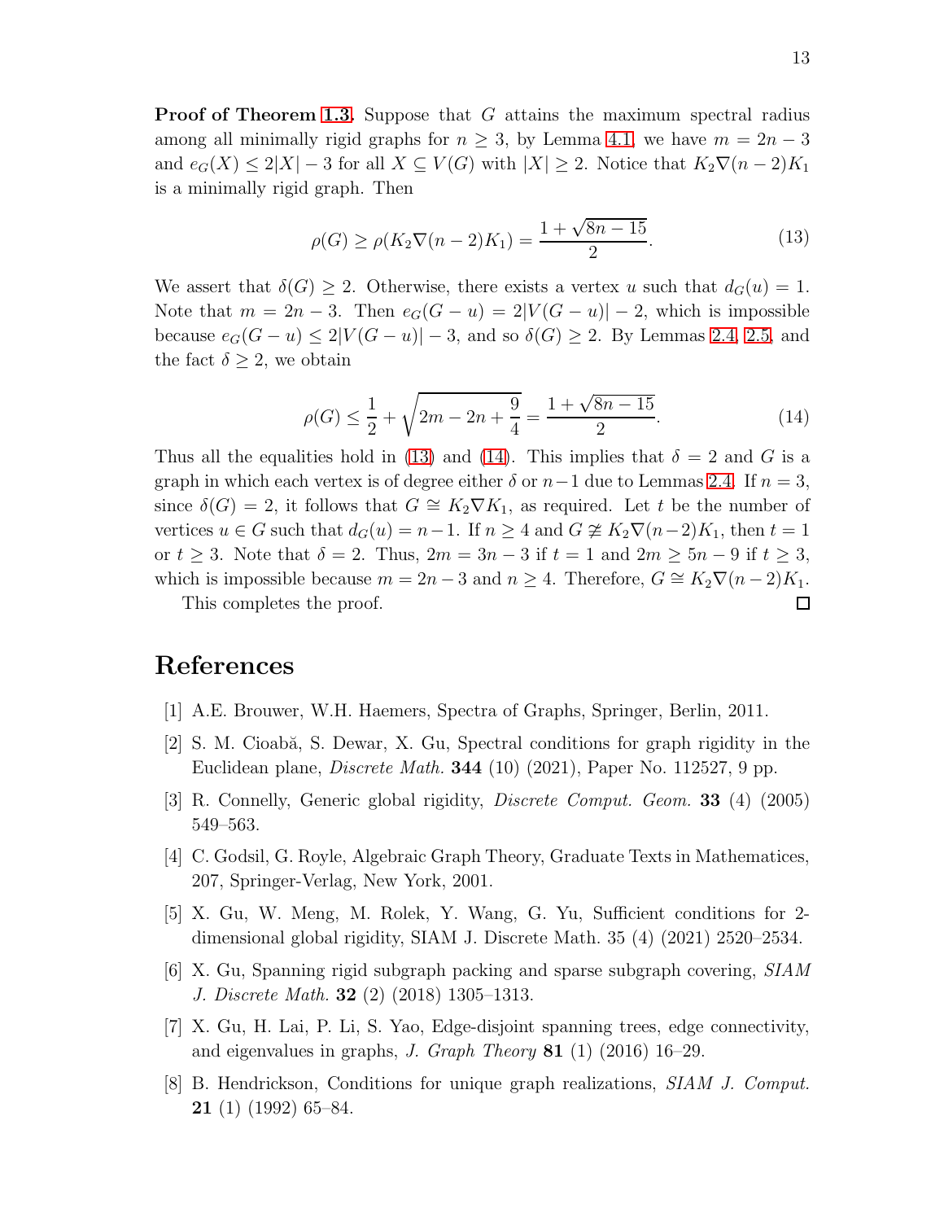**Proof of Theorem 1.3.** Suppose that $G$ attains the maximum spectral radius among all minimally rigid graphs for $n \geq 3$, by Lemma 4.1, we have $m = 2n - 3$ and $e_G(X) \leq 2|X| - 3$ for all $X \subseteq V(G)$ with $|X| \geq 2$. Notice that $K_2 \nabla (n-2)K_1$ is a minimally rigid graph. Then

$$\rho(G) \geq \rho(K_2 \nabla (n-2)K_1) = \frac{1 + \sqrt{8n - 15}}{2}. \tag{13}$$

We assert that $\delta(G) \geq 2$. Otherwise, there exists a vertex $u$ such that $d_G(u) = 1$. Note that $m = 2n - 3$. Then $e_G(G - u) = 2|V(G - u)| - 2$, which is impossible because $e_G(G - u) \leq 2|V(G - u)| - 3$, and so $\delta(G) \geq 2$. By Lemmas 2.4, 2.5, and the fact $\delta \geq 2$, we obtain

$$\rho(G) \leq \frac{1}{2} + \sqrt{2m - 2n + \frac{9}{4}} = \frac{1 + \sqrt{8n - 15}}{2}. \tag{14}$$

Thus all the equalities hold in (13) and (14). This implies that $\delta = 2$ and $G$ is a graph in which each vertex is of degree either $\delta$ or $n-1$ due to Lemmas 2.4. If $n = 3$, since $\delta(G) = 2$, it follows that $G \cong K_2 \nabla K_1$, as required. Let $t$ be the number of vertices $u \in G$ such that $d_G(u) = n-1$. If $n \geq 4$ and $G \ncong K_2 \nabla (n-2)K_1$, then $t = 1$ or $t \geq 3$. Note that $\delta = 2$. Thus, $2m = 3n - 3$ if $t = 1$ and $2m \geq 5n - 9$ if $t \geq 3$, which is impossible because $m = 2n - 3$ and $n \geq 4$. Therefore, $G \cong K_2 \nabla (n-2)K_1$.

This completes the proof. □

# References

[1] A.E. Brouwer, W.H. Haemers, Spectra of Graphs, Springer, Berlin, 2011.

[2] S. M. Cioabă, S. Dewar, X. Gu, Spectral conditions for graph rigidity in the Euclidean plane, *Discrete Math.* **344** (10) (2021), Paper No. 112527, 9 pp.

[3] R. Connelly, Generic global rigidity, *Discrete Comput. Geom.* **33** (4) (2005) 549–563.

[4] C. Godsil, G. Royle, Algebraic Graph Theory, Graduate Texts in Mathematices, 207, Springer-Verlag, New York, 2001.

[5] X. Gu, W. Meng, M. Rolek, Y. Wang, G. Yu, Sufficient conditions for 2-dimensional global rigidity, SIAM J. Discrete Math. 35 (4) (2021) 2520–2534.

[6] X. Gu, Spanning rigid subgraph packing and sparse subgraph covering, *SIAM J. Discrete Math.* **32** (2) (2018) 1305–1313.

[7] X. Gu, H. Lai, P. Li, S. Yao, Edge-disjoint spanning trees, edge connectivity, and eigenvalues in graphs, *J. Graph Theory* **81** (1) (2016) 16–29.

[8] B. Hendrickson, Conditions for unique graph realizations, *SIAM J. Comput.* **21** (1) (1992) 65–84.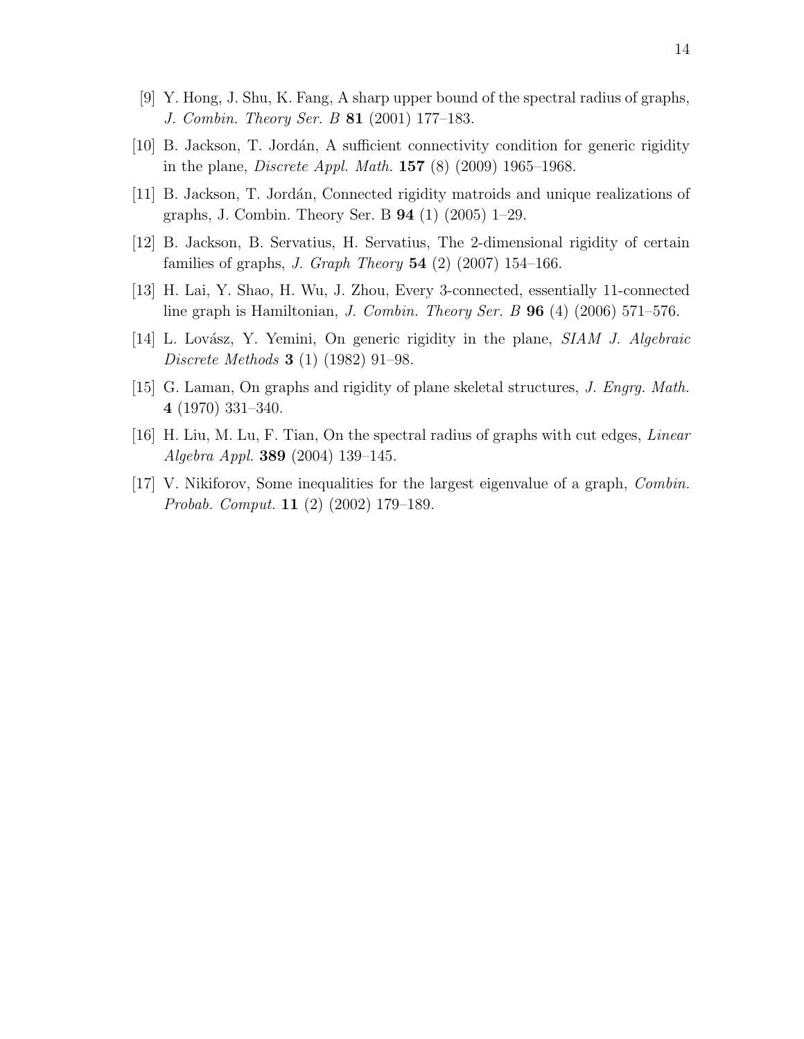[9] Y. Hong, J. Shu, K. Fang, A sharp upper bound of the spectral radius of graphs, *J. Combin. Theory Ser. B* **81** (2001) 177–183.

[10] B. Jackson, T. Jordán, A sufficient connectivity condition for generic rigidity in the plane, *Discrete Appl. Math.* **157** (8) (2009) 1965–1968.

[11] B. Jackson, T. Jordán, Connected rigidity matroids and unique realizations of graphs, J. Combin. Theory Ser. B **94** (1) (2005) 1–29.

[12] B. Jackson, B. Servatius, H. Servatius, The 2-dimensional rigidity of certain families of graphs, *J. Graph Theory* **54** (2) (2007) 154–166.

[13] H. Lai, Y. Shao, H. Wu, J. Zhou, Every 3-connected, essentially 11-connected line graph is Hamiltonian, *J. Combin. Theory Ser. B* **96** (4) (2006) 571–576.

[14] L. Lovász, Y. Yemini, On generic rigidity in the plane, *SIAM J. Algebraic Discrete Methods* **3** (1) (1982) 91–98.

[15] G. Laman, On graphs and rigidity of plane skeletal structures, *J. Engrg. Math.* **4** (1970) 331–340.

[16] H. Liu, M. Lu, F. Tian, On the spectral radius of graphs with cut edges, *Linear Algebra Appl.* **389** (2004) 139–145.

[17] V. Nikiforov, Some inequalities for the largest eigenvalue of a graph, *Combin. Probab. Comput.* **11** (2) (2002) 179–189.